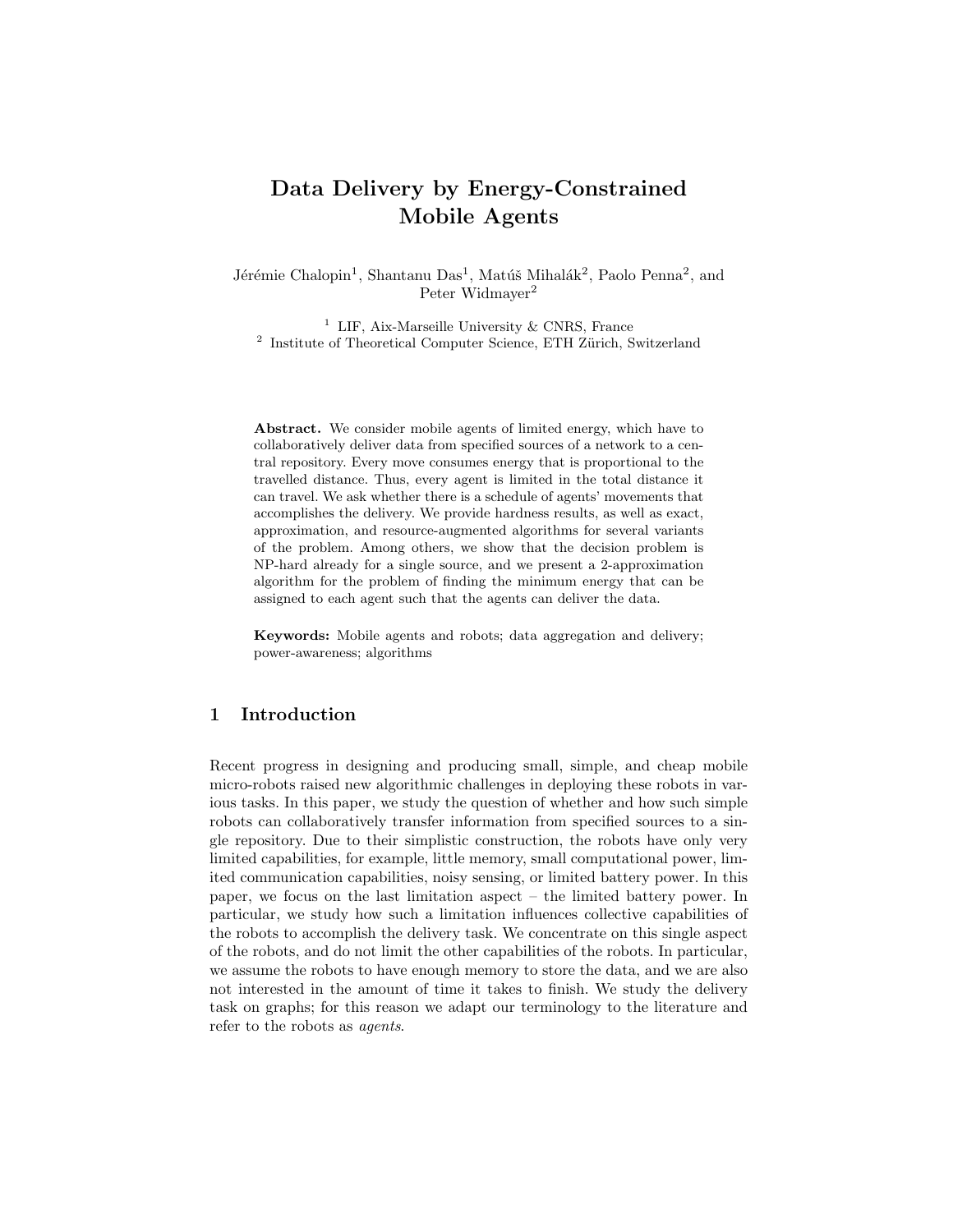# Data Delivery by Energy-Constrained Mobile Agents

Jérémie Chalopin[1], Shantanu Das[1], Matúš Mihalák[2], Paolo Penna[2], and Peter Widmayer[2]

[1] LIF, Aix-Marseille University & CNRS, France
[2] Institute of Theoretical Computer Science, ETH Zürich, Switzerland

**Abstract.** We consider mobile agents of limited energy, which have to collaboratively deliver data from specified sources of a network to a central repository. Every move consumes energy that is proportional to the travelled distance. Thus, every agent is limited in the total distance it can travel. We ask whether there is a schedule of agents' movements that accomplishes the delivery. We provide hardness results, as well as exact, approximation, and resource-augmented algorithms for several variants of the problem. Among others, we show that the decision problem is NP-hard already for a single source, and we present a 2-approximation algorithm for the problem of finding the minimum energy that can be assigned to each agent such that the agents can deliver the data.

**Keywords:** Mobile agents and robots; data aggregation and delivery; power-awareness; algorithms

## 1 Introduction

Recent progress in designing and producing small, simple, and cheap mobile micro-robots raised new algorithmic challenges in deploying these robots in various tasks. In this paper, we study the question of whether and how such simple robots can collaboratively transfer information from specified sources to a single repository. Due to their simplistic construction, the robots have only very limited capabilities, for example, little memory, small computational power, limited communication capabilities, noisy sensing, or limited battery power. In this paper, we focus on the last limitation aspect – the limited battery power. In particular, we study how such a limitation influences collective capabilities of the robots to accomplish the delivery task. We concentrate on this single aspect of the robots, and do not limit the other capabilities of the robots. In particular, we assume the robots to have enough memory to store the data, and we are also not interested in the amount of time it takes to finish. We study the delivery task on graphs; for this reason we adapt our terminology to the literature and refer to the robots as *agents*.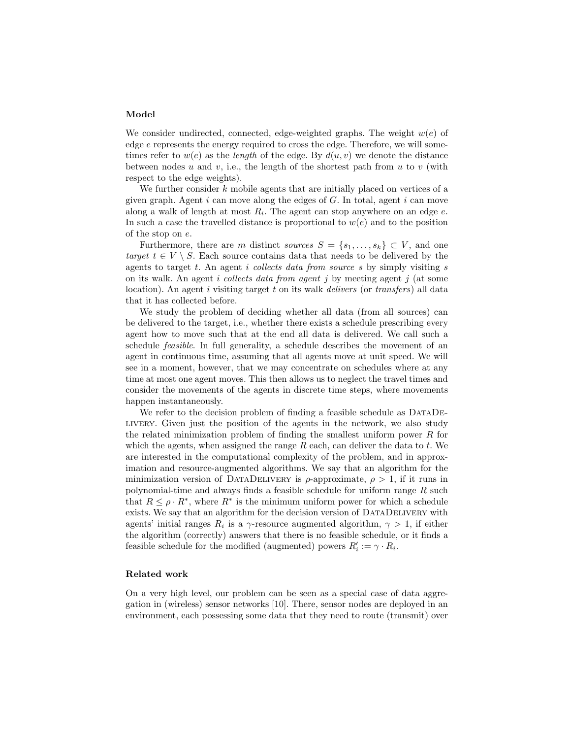### Model

We consider undirected, connected, edge-weighted graphs. The weight $w(e)$ of edge $e$ represents the energy required to cross the edge. Therefore, we will sometimes refer to $w(e)$ as the *length* of the edge. By $d(u, v)$ we denote the distance between nodes $u$ and $v$, i.e., the length of the shortest path from $u$ to $v$ (with respect to the edge weights).

We further consider $k$ mobile agents that are initially placed on vertices of a given graph. Agent $i$ can move along the edges of $G$. In total, agent $i$ can move along a walk of length at most $R_i$. The agent can stop anywhere on an edge $e$. In such a case the travelled distance is proportional to $w(e)$ and to the position of the stop on $e$.

Furthermore, there are $m$ distinct *sources* $S = \{s_1, \dots, s_k\} \subset V$, and one *target* $t \in V \setminus S$. Each source contains data that needs to be delivered by the agents to target $t$. An agent $i$ *collects data from source* $s$ by simply visiting $s$ on its walk. An agent $i$ *collects data from agent* $j$ by meeting agent $j$ (at some location). An agent $i$ visiting target $t$ on its walk *delivers* (or *transfers*) all data that it has collected before.

We study the problem of deciding whether all data (from all sources) can be delivered to the target, i.e., whether there exists a schedule prescribing every agent how to move such that at the end all data is delivered. We call such a schedule *feasible*. In full generality, a schedule describes the movement of an agent in continuous time, assuming that all agents move at unit speed. We will see in a moment, however, that we may concentrate on schedules where at any time at most one agent moves. This then allows us to neglect the travel times and consider the movements of the agents in discrete time steps, where movements happen instantaneously.

We refer to the decision problem of finding a feasible schedule as DataDelivery. Given just the position of the agents in the network, we also study the related minimization problem of finding the smallest uniform power $R$ for which the agents, when assigned the range $R$ each, can deliver the data to $t$. We are interested in the computational complexity of the problem, and in approximation and resource-augmented algorithms. We say that an algorithm for the minimization version of DataDelivery is $\rho$-approximate, $\rho > 1$, if it runs in polynomial-time and always finds a feasible schedule for uniform range $R$ such that $R \leq \rho \cdot R^*$, where $R^*$ is the minimum uniform power for which a schedule exists. We say that an algorithm for the decision version of DataDelivery with agents' initial ranges $R_i$ is a $\gamma$-resource augmented algorithm, $\gamma > 1$, if either the algorithm (correctly) answers that there is no feasible schedule, or it finds a feasible schedule for the modified (augmented) powers $R'_i := \gamma \cdot R_i$.

### Related work

On a very high level, our problem can be seen as a special case of data aggregation in (wireless) sensor networks [10]. There, sensor nodes are deployed in an environment, each possessing some data that they need to route (transmit) over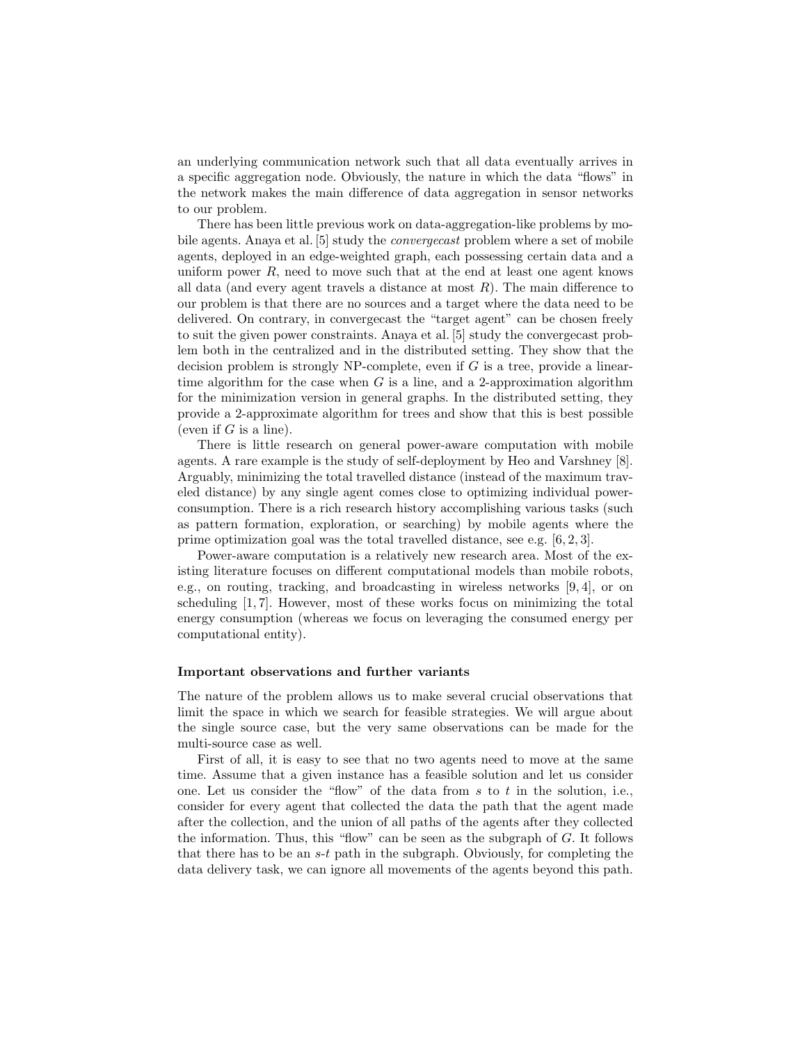an underlying communication network such that all data eventually arrives in a specific aggregation node. Obviously, the nature in which the data "flows" in the network makes the main difference of data aggregation in sensor networks to our problem.

There has been little previous work on data-aggregation-like problems by mobile agents. Anaya et al. [5] study the *convergecast* problem where a set of mobile agents, deployed in an edge-weighted graph, each possessing certain data and a uniform power $R$, need to move such that at the end at least one agent knows all data (and every agent travels a distance at most $R$). The main difference to our problem is that there are no sources and a target where the data need to be delivered. On contrary, in convergecast the "target agent" can be chosen freely to suit the given power constraints. Anaya et al. [5] study the convergecast problem both in the centralized and in the distributed setting. They show that the decision problem is strongly NP-complete, even if $G$ is a tree, provide a linear-time algorithm for the case when $G$ is a line, and a 2-approximation algorithm for the minimization version in general graphs. In the distributed setting, they provide a 2-approximate algorithm for trees and show that this is best possible (even if $G$ is a line).

There is little research on general power-aware computation with mobile agents. A rare example is the study of self-deployment by Heo and Varshney [8]. Arguably, minimizing the total travelled distance (instead of the maximum traveled distance) by any single agent comes close to optimizing individual power-consumption. There is a rich research history accomplishing various tasks (such as pattern formation, exploration, or searching) by mobile agents where the prime optimization goal was the total travelled distance, see e.g. [6, 2, 3].

Power-aware computation is a relatively new research area. Most of the existing literature focuses on different computational models than mobile robots, e.g., on routing, tracking, and broadcasting in wireless networks [9, 4], or on scheduling [1, 7]. However, most of these works focus on minimizing the total energy consumption (whereas we focus on leveraging the consumed energy per computational entity).

#### Important observations and further variants

The nature of the problem allows us to make several crucial observations that limit the space in which we search for feasible strategies. We will argue about the single source case, but the very same observations can be made for the multi-source case as well.

First of all, it is easy to see that no two agents need to move at the same time. Assume that a given instance has a feasible solution and let us consider one. Let us consider the "flow" of the data from $s$ to $t$ in the solution, i.e., consider for every agent that collected the data the path that the agent made after the collection, and the union of all paths of the agents after they collected the information. Thus, this "flow" can be seen as the subgraph of $G$. It follows that there has to be an $s$-$t$ path in the subgraph. Obviously, for completing the data delivery task, we can ignore all movements of the agents beyond this path.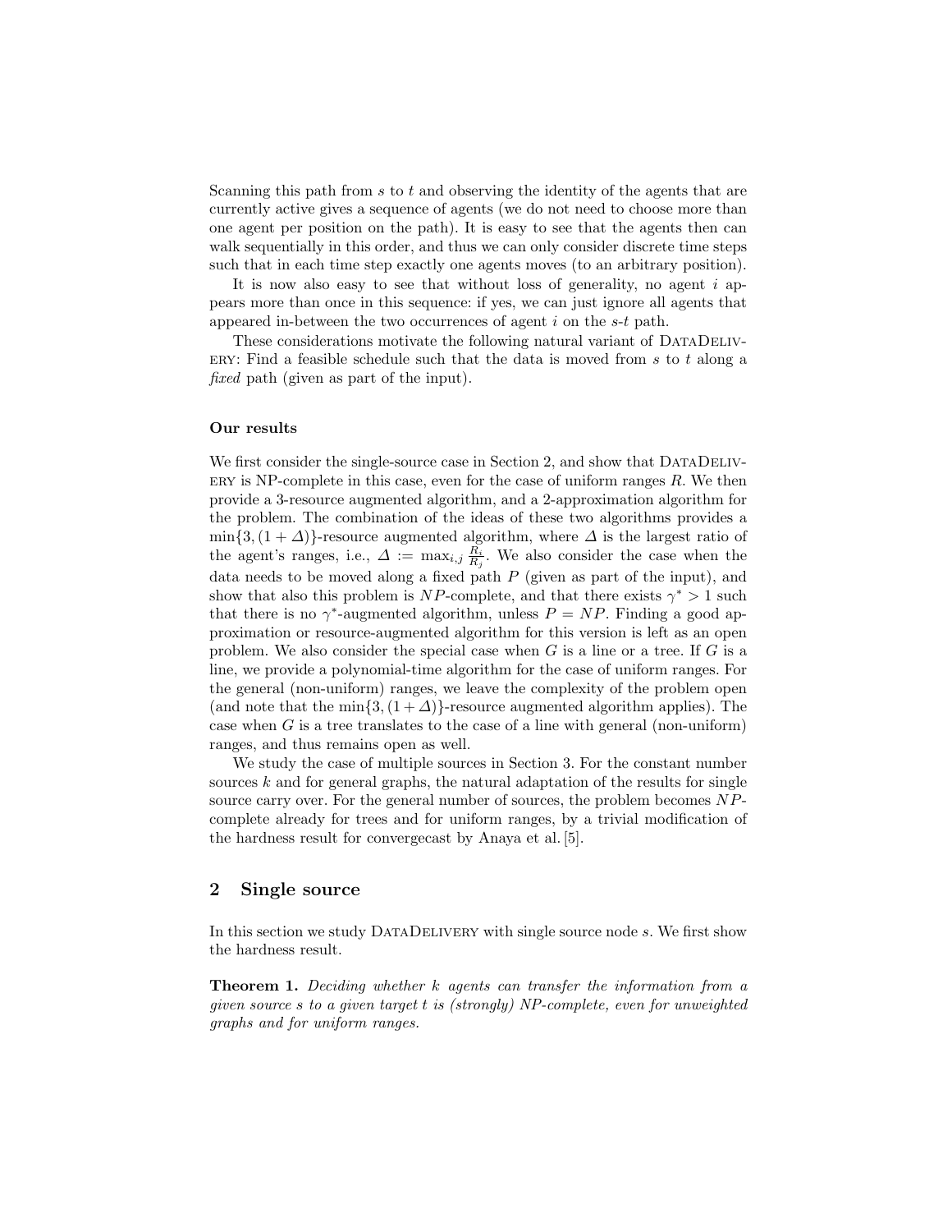Scanning this path from $s$ to $t$ and observing the identity of the agents that are currently active gives a sequence of agents (we do not need to choose more than one agent per position on the path). It is easy to see that the agents then can walk sequentially in this order, and thus we can only consider discrete time steps such that in each time step exactly one agents moves (to an arbitrary position).

It is now also easy to see that without loss of generality, no agent $i$ appears more than once in this sequence: if yes, we can just ignore all agents that appeared in-between the two occurrences of agent $i$ on the $s$-$t$ path.

These considerations motivate the following natural variant of DataDelivery: Find a feasible schedule such that the data is moved from $s$ to $t$ along a *fixed* path (given as part of the input).

**Our results**

We first consider the single-source case in Section 2, and show that DataDelivery is NP-complete in this case, even for the case of uniform ranges $R$. We then provide a 3-resource augmented algorithm, and a 2-approximation algorithm for the problem. The combination of the ideas of these two algorithms provides a $\min\{3,(1+\Delta)\}$-resource augmented algorithm, where $\Delta$ is the largest ratio of the agent's ranges, i.e., $\Delta := \max_{i,j} \frac{R_i}{R_j}$. We also consider the case when the data needs to be moved along a fixed path $P$ (given as part of the input), and show that also this problem is $NP$-complete, and that there exists $\gamma^* > 1$ such that there is no $\gamma^*$-augmented algorithm, unless $P = NP$. Finding a good approximation or resource-augmented algorithm for this version is left as an open problem. We also consider the special case when $G$ is a line or a tree. If $G$ is a line, we provide a polynomial-time algorithm for the case of uniform ranges. For the general (non-uniform) ranges, we leave the complexity of the problem open (and note that the $\min\{3,(1+\Delta)\}$-resource augmented algorithm applies). The case when $G$ is a tree translates to the case of a line with general (non-uniform) ranges, and thus remains open as well.

We study the case of multiple sources in Section 3. For the constant number sources $k$ and for general graphs, the natural adaptation of the results for single source carry over. For the general number of sources, the problem becomes $NP$-complete already for trees and for uniform ranges, by a trivial modification of the hardness result for convergecast by Anaya et al. [5].

## 2 Single source

In this section we study DataDelivery with single source node $s$. We first show the hardness result.

**Theorem 1.** *Deciding whether $k$ agents can transfer the information from a given source $s$ to a given target $t$ is (strongly) NP-complete, even for unweighted graphs and for uniform ranges.*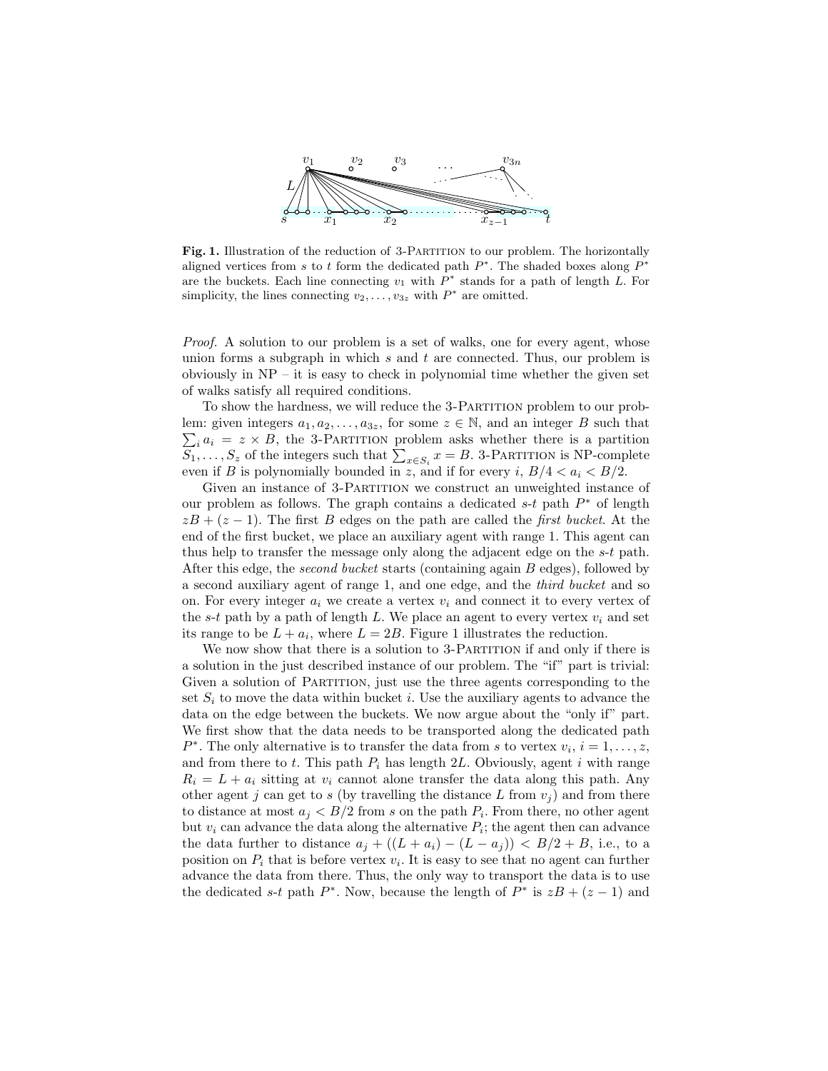**Fig. 1.** Illustration of the reduction of 3-Partition to our problem. The horizontally aligned vertices from $s$ to $t$ form the dedicated path $P^*$. The shaded boxes along $P^*$ are the buckets. Each line connecting $v_1$ with $P^*$ stands for a path of length $L$. For simplicity, the lines connecting $v_2, \ldots, v_{3z}$ with $P^*$ are omitted.

*Proof.* A solution to our problem is a set of walks, one for every agent, whose union forms a subgraph in which $s$ and $t$ are connected. Thus, our problem is obviously in NP – it is easy to check in polynomial time whether the given set of walks satisfy all required conditions.

To show the hardness, we will reduce the 3-Partition problem to our problem: given integers $a_1, a_2, \ldots, a_{3z}$, for some $z \in \mathbb{N}$, and an integer $B$ such that $\sum_i a_i = z \times B$, the 3-Partition problem asks whether there is a partition $S_1, \ldots, S_z$ of the integers such that $\sum_{x \in S_i} x = B$. 3-Partition is NP-complete even if $B$ is polynomially bounded in $z$, and if for every $i$, $B/4 < a_i < B/2$.

Given an instance of 3-Partition we construct an unweighted instance of our problem as follows. The graph contains a dedicated $s$-$t$ path $P^*$ of length $zB + (z-1)$. The first $B$ edges on the path are called the *first bucket*. At the end of the first bucket, we place an auxiliary agent with range 1. This agent can thus help to transfer the message only along the adjacent edge on the $s$-$t$ path. After this edge, the *second bucket* starts (containing again $B$ edges), followed by a second auxiliary agent of range 1, and one edge, and the *third bucket* and so on. For every integer $a_i$ we create a vertex $v_i$ and connect it to every vertex of the $s$-$t$ path by a path of length $L$. We place an agent to every vertex $v_i$ and set its range to be $L + a_i$, where $L = 2B$. Figure 1 illustrates the reduction.

We now show that there is a solution to 3-Partition if and only if there is a solution in the just described instance of our problem. The "if" part is trivial: Given a solution of Partition, just use the three agents corresponding to the set $S_i$ to move the data within bucket $i$. Use the auxiliary agents to advance the data on the edge between the buckets. We now argue about the "only if" part. We first show that the data needs to be transported along the dedicated path $P^*$. The only alternative is to transfer the data from $s$ to vertex $v_i$, $i = 1, \ldots, z$, and from there to $t$. This path $P_i$ has length $2L$. Obviously, agent $i$ with range $R_i = L + a_i$ sitting at $v_i$ cannot alone transfer the data along this path. Any other agent $j$ can get to $s$ (by travelling the distance $L$ from $v_j$) and from there to distance at most $a_j < B/2$ from $s$ on the path $P_i$. From there, no other agent but $v_i$ can advance the data along the alternative $P_i$; the agent then can advance the data further to distance $a_j + ((L + a_i) - (L - a_j)) < B/2 + B$, i.e., to a position on $P_i$ that is before vertex $v_i$. It is easy to see that no agent can further advance the data from there. Thus, the only way to transport the data is to use the dedicated $s$-$t$ path $P^*$. Now, because the length of $P^*$ is $zB + (z-1)$ and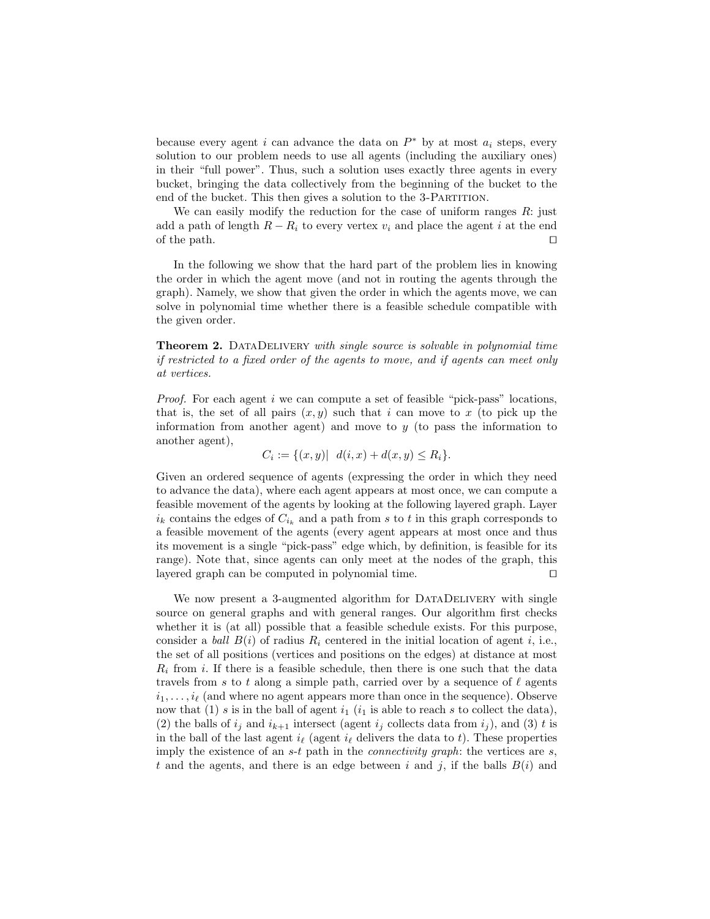because every agent $i$ can advance the data on $P^*$ by at most $a_i$ steps, every solution to our problem needs to use all agents (including the auxiliary ones) in their "full power". Thus, such a solution uses exactly three agents in every bucket, bringing the data collectively from the beginning of the bucket to the end of the bucket. This then gives a solution to the 3-Partition.

We can easily modify the reduction for the case of uniform ranges $R$: just add a path of length $R - R_i$ to every vertex $v_i$ and place the agent $i$ at the end of the path. ◻

In the following we show that the hard part of the problem lies in knowing the order in which the agent move (and not in routing the agents through the graph). Namely, we show that given the order in which the agents move, we can solve in polynomial time whether there is a feasible schedule compatible with the given order.

**Theorem 2.** DataDelivery *with single source is solvable in polynomial time if restricted to a fixed order of the agents to move, and if agents can meet only at vertices.*

*Proof.* For each agent $i$ we can compute a set of feasible "pick-pass" locations, that is, the set of all pairs $(x, y)$ such that $i$ can move to $x$ (to pick up the information from another agent) and move to $y$ (to pass the information to another agent),

$$C_i := \{(x, y)| \; d(i, x) + d(x, y) \le R_i\}.$$

Given an ordered sequence of agents (expressing the order in which they need to advance the data), where each agent appears at most once, we can compute a feasible movement of the agents by looking at the following layered graph. Layer $i_k$ contains the edges of $C_{i_k}$ and a path from $s$ to $t$ in this graph corresponds to a feasible movement of the agents (every agent appears at most once and thus its movement is a single "pick-pass" edge which, by definition, is feasible for its range). Note that, since agents can only meet at the nodes of the graph, this layered graph can be computed in polynomial time. ◻

We now present a 3-augmented algorithm for DataDelivery with single source on general graphs and with general ranges. Our algorithm first checks whether it is (at all) possible that a feasible schedule exists. For this purpose, consider a *ball* $B(i)$ of radius $R_i$ centered in the initial location of agent $i$, i.e., the set of all positions (vertices and positions on the edges) at distance at most $R_i$ from $i$. If there is a feasible schedule, then there is one such that the data travels from $s$ to $t$ along a simple path, carried over by a sequence of $\ell$ agents $i_1, \ldots, i_\ell$ (and where no agent appears more than once in the sequence). Observe now that (1) $s$ is in the ball of agent $i_1$ ($i_1$ is able to reach $s$ to collect the data), (2) the balls of $i_j$ and $i_{k+1}$ intersect (agent $i_j$ collects data from $i_j$), and (3) $t$ is in the ball of the last agent $i_\ell$ (agent $i_\ell$ delivers the data to $t$). These properties imply the existence of an $s$-$t$ path in the *connectivity graph*: the vertices are $s$, $t$ and the agents, and there is an edge between $i$ and $j$, if the balls $B(i)$ and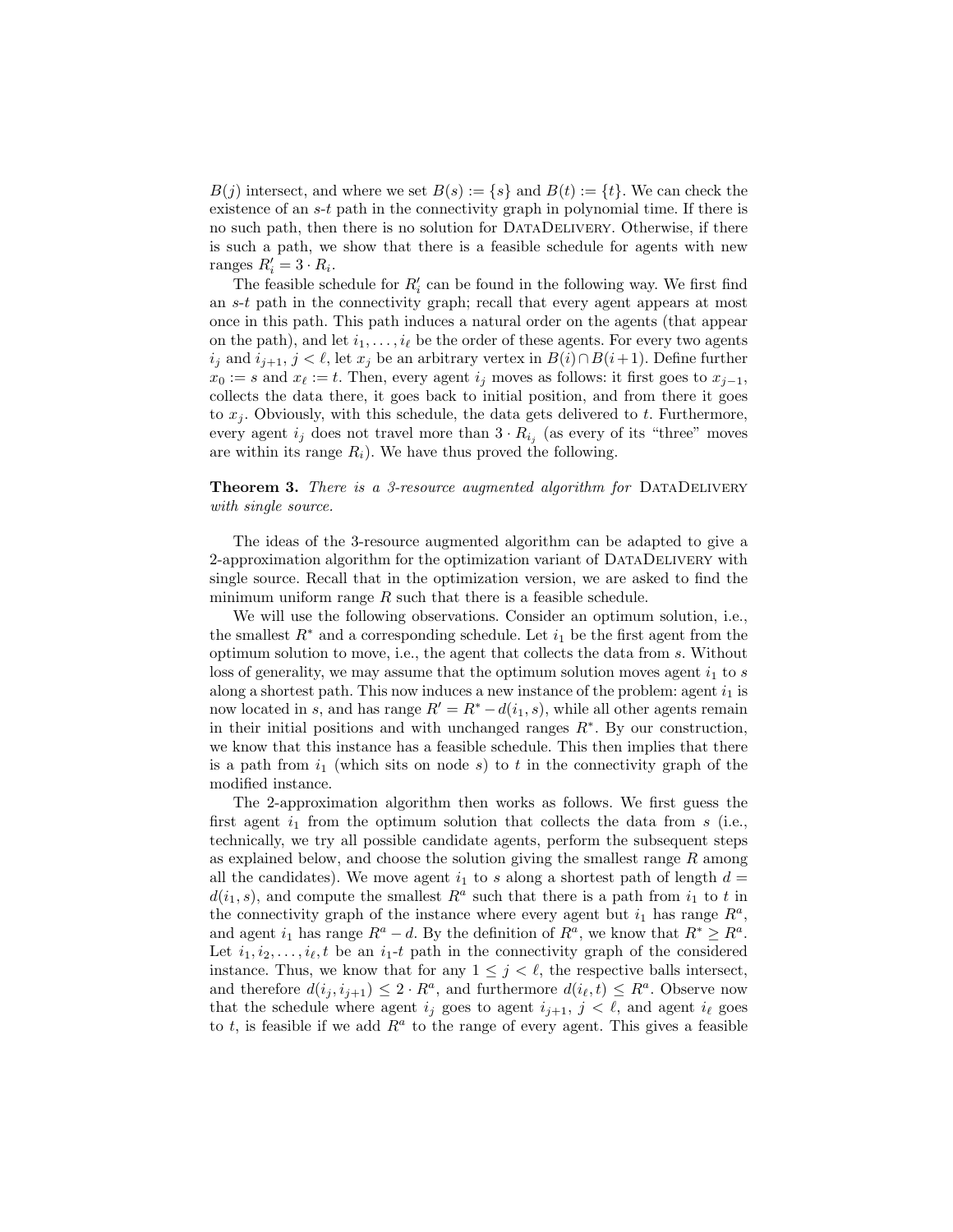$B(j)$ intersect, and where we set $B(s) := \{s\}$ and $B(t) := \{t\}$. We can check the existence of an $s$-$t$ path in the connectivity graph in polynomial time. If there is no such path, then there is no solution for DataDelivery. Otherwise, if there is such a path, we show that there is a feasible schedule for agents with new ranges $R'_i = 3 \cdot R_i$.

The feasible schedule for $R'_i$ can be found in the following way. We first find an $s$-$t$ path in the connectivity graph; recall that every agent appears at most once in this path. This path induces a natural order on the agents (that appear on the path), and let $i_1, \ldots, i_\ell$ be the order of these agents. For every two agents $i_j$ and $i_{j+1}$, $j < \ell$, let $x_j$ be an arbitrary vertex in $B(i) \cap B(i+1)$. Define further $x_0 := s$ and $x_\ell := t$. Then, every agent $i_j$ moves as follows: it first goes to $x_{j-1}$, collects the data there, it goes back to initial position, and from there it goes to $x_j$. Obviously, with this schedule, the data gets delivered to $t$. Furthermore, every agent $i_j$ does not travel more than $3 \cdot R_{i_j}$ (as every of its "three" moves are within its range $R_i$). We have thus proved the following.

**Theorem 3.** *There is a 3-resource augmented algorithm for* DataDelivery *with single source.*

The ideas of the 3-resource augmented algorithm can be adapted to give a 2-approximation algorithm for the optimization variant of DataDelivery with single source. Recall that in the optimization version, we are asked to find the minimum uniform range $R$ such that there is a feasible schedule.

We will use the following observations. Consider an optimum solution, i.e., the smallest $R^*$ and a corresponding schedule. Let $i_1$ be the first agent from the optimum solution to move, i.e., the agent that collects the data from $s$. Without loss of generality, we may assume that the optimum solution moves agent $i_1$ to $s$ along a shortest path. This now induces a new instance of the problem: agent $i_1$ is now located in $s$, and has range $R' = R^* - d(i_1, s)$, while all other agents remain in their initial positions and with unchanged ranges $R^*$. By our construction, we know that this instance has a feasible schedule. This then implies that there is a path from $i_1$ (which sits on node $s$) to $t$ in the connectivity graph of the modified instance.

The 2-approximation algorithm then works as follows. We first guess the first agent $i_1$ from the optimum solution that collects the data from $s$ (i.e., technically, we try all possible candidate agents, perform the subsequent steps as explained below, and choose the solution giving the smallest range $R$ among all the candidates). We move agent $i_1$ to $s$ along a shortest path of length $d = d(i_1, s)$, and compute the smallest $R^a$ such that there is a path from $i_1$ to $t$ in the connectivity graph of the instance where every agent but $i_1$ has range $R^a$, and agent $i_1$ has range $R^a - d$. By the definition of $R^a$, we know that $R^* \geq R^a$. Let $i_1, i_2, \ldots, i_\ell, t$ be an $i_1$-$t$ path in the connectivity graph of the considered instance. Thus, we know that for any $1 \leq j < \ell$, the respective balls intersect, and therefore $d(i_j, i_{j+1}) \leq 2 \cdot R^a$, and furthermore $d(i_\ell, t) \leq R^a$. Observe now that the schedule where agent $i_j$ goes to agent $i_{j+1}$, $j < \ell$, and agent $i_\ell$ goes to $t$, is feasible if we add $R^a$ to the range of every agent. This gives a feasible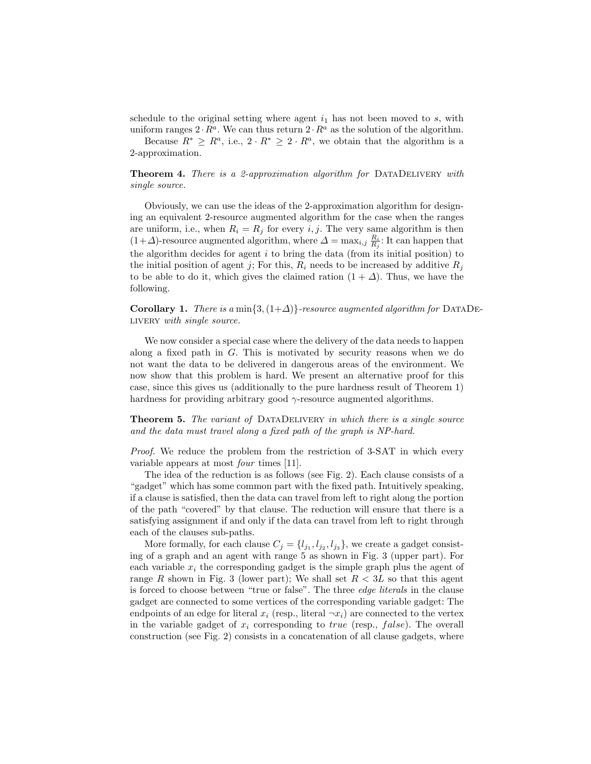schedule to the original setting where agent $i_1$ has not been moved to $s$, with uniform ranges $2 \cdot R^a$. We can thus return $2 \cdot R^a$ as the solution of the algorithm.

Because $R^* \geq R^a$, i.e., $2 \cdot R^* \geq 2 \cdot R^a$, we obtain that the algorithm is a 2-approximation.

**Theorem 4.** *There is a 2-approximation algorithm for* DataDelivery *with single source.*

Obviously, we can use the ideas of the 2-approximation algorithm for designing an equivalent 2-resource augmented algorithm for the case when the ranges are uniform, i.e., when $R_i = R_j$ for every $i, j$. The very same algorithm is then $(1+\Delta)$-resource augmented algorithm, where $\Delta = \max_{i,j} \frac{R_i}{R_j}$: It can happen that the algorithm decides for agent $i$ to bring the data (from its initial position) to the initial position of agent $j$; For this, $R_i$ needs to be increased by additive $R_j$ to be able to do it, which gives the claimed ration $(1 + \Delta)$. Thus, we have the following.

**Corollary 1.** *There is a* $\min\{3, (1+\Delta)\}$*-resource augmented algorithm for* DataDelivery *with single source.*

We now consider a special case where the delivery of the data needs to happen along a fixed path in $G$. This is motivated by security reasons when we do not want the data to be delivered in dangerous areas of the environment. We now show that this problem is hard. We present an alternative proof for this case, since this gives us (additionally to the pure hardness result of Theorem 1) hardness for providing arbitrary good $\gamma$-resource augmented algorithms.

**Theorem 5.** *The variant of* DataDelivery *in which there is a single source and the data must travel along a fixed path of the graph is NP-hard.*

*Proof.* We reduce the problem from the restriction of 3-SAT in which every variable appears at most *four* times [11].

The idea of the reduction is as follows (see Fig. 2). Each clause consists of a "gadget" which has some common part with the fixed path. Intuitively speaking, if a clause is satisfied, then the data can travel from left to right along the portion of the path "covered" by that clause. The reduction will ensure that there is a satisfying assignment if and only if the data can travel from left to right through each of the clauses sub-paths.

More formally, for each clause $C_j = \{l_{j_1}, l_{j_2}, l_{j_3}\}$, we create a gadget consisting of a graph and an agent with range 5 as shown in Fig. 3 (upper part). For each variable $x_i$ the corresponding gadget is the simple graph plus the agent of range $R$ shown in Fig. 3 (lower part); We shall set $R < 3L$ so that this agent is forced to choose between "true or false". The three *edge literals* in the clause gadget are connected to some vertices of the corresponding variable gadget: The endpoints of an edge for literal $x_i$ (resp., literal $\neg x_i$) are connected to the vertex in the variable gadget of $x_i$ corresponding to *true* (resp., *false*). The overall construction (see Fig. 2) consists in a concatenation of all clause gadgets, where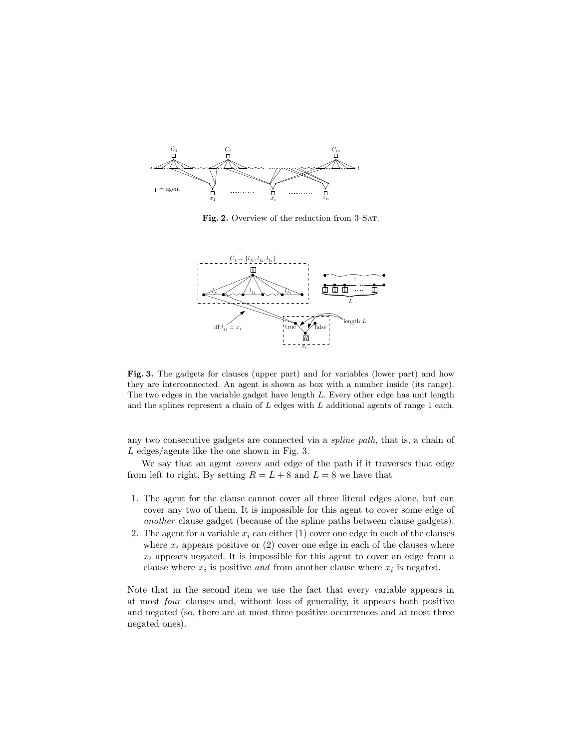**Fig. 2.** Overview of the reduction from 3-SAT.

**Fig. 3.** The gadgets for clauses (upper part) and for variables (lower part) and how they are interconnected. An agent is shown as box with a number inside (its range). The two edges in the variable gadget have length $L$. Every other edge has unit length and the splines represent a chain of $L$ edges with $L$ additional agents of range 1 each.

any two consecutive gadgets are connected via a *spline path*, that is, a chain of $L$ edges/agents like the one shown in Fig. 3.

We say that an agent *covers* and edge of the path if it traverses that edge from left to right. By setting $R = L + 8$ and $L = 8$ we have that

1. The agent for the clause cannot cover all three literal edges alone, but can cover any two of them. It is impossible for this agent to cover some edge of *another* clause gadget (because of the spline paths between clause gadgets).
2. The agent for a variable $x_i$ can either (1) cover one edge in each of the clauses where $x_i$ appears positive or (2) cover one edge in each of the clauses where $x_i$ appears negated. It is impossible for this agent to cover an edge from a clause where $x_i$ is positive *and* from another clause where $x_i$ is negated.

Note that in the second item we use the fact that every variable appears in at most *four* clauses and, without loss of generality, it appears both positive and negated (so, there are at most three positive occurrences and at most three negated ones).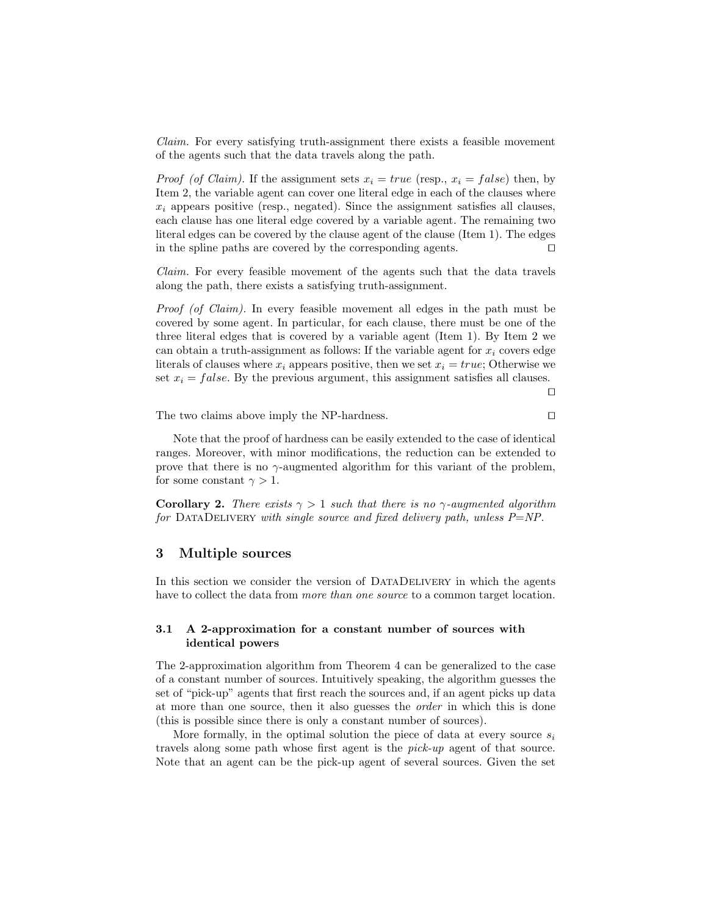*Claim.* For every satisfying truth-assignment there exists a feasible movement of the agents such that the data travels along the path.

*Proof (of Claim).* If the assignment sets $x_i = true$ (resp., $x_i = false$) then, by Item 2, the variable agent can cover one literal edge in each of the clauses where $x_i$ appears positive (resp., negated). Since the assignment satisfies all clauses, each clause has one literal edge covered by a variable agent. The remaining two literal edges can be covered by the clause agent of the clause (Item 1). The edges in the spline paths are covered by the corresponding agents. ◻

*Claim.* For every feasible movement of the agents such that the data travels along the path, there exists a satisfying truth-assignment.

*Proof (of Claim).* In every feasible movement all edges in the path must be covered by some agent. In particular, for each clause, there must be one of the three literal edges that is covered by a variable agent (Item 1). By Item 2 we can obtain a truth-assignment as follows: If the variable agent for $x_i$ covers edge literals of clauses where $x_i$ appears positive, then we set $x_i = true$; Otherwise we set $x_i = false$. By the previous argument, this assignment satisfies all clauses. ◻

The two claims above imply the NP-hardness. ◻

Note that the proof of hardness can be easily extended to the case of identical ranges. Moreover, with minor modifications, the reduction can be extended to prove that there is no $\gamma$-augmented algorithm for this variant of the problem, for some constant $\gamma > 1$.

**Corollary 2.** *There exists $\gamma > 1$ such that there is no $\gamma$-augmented algorithm for* DataDelivery *with single source and fixed delivery path, unless P=NP.*

## 3 Multiple sources

In this section we consider the version of DataDelivery in which the agents have to collect the data from *more than one source* to a common target location.

### 3.1 A 2-approximation for a constant number of sources with identical powers

The 2-approximation algorithm from Theorem 4 can be generalized to the case of a constant number of sources. Intuitively speaking, the algorithm guesses the set of "pick-up" agents that first reach the sources and, if an agent picks up data at more than one source, then it also guesses the *order* in which this is done (this is possible since there is only a constant number of sources).

More formally, in the optimal solution the piece of data at every source $s_i$ travels along some path whose first agent is the *pick-up* agent of that source. Note that an agent can be the pick-up agent of several sources. Given the set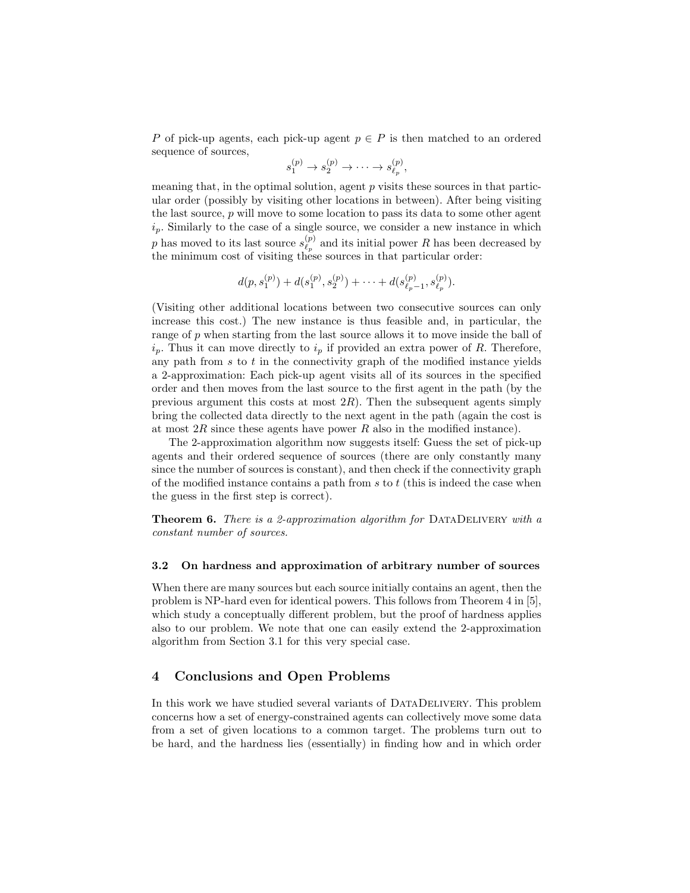$P$ of pick-up agents, each pick-up agent $p \in P$ is then matched to an ordered sequence of sources,

$$s_1^{(p)} \to s_2^{(p)} \to \cdots \to s_{\ell_p}^{(p)},$$

meaning that, in the optimal solution, agent $p$ visits these sources in that particular order (possibly by visiting other locations in between). After being visiting the last source, $p$ will move to some location to pass its data to some other agent $i_p$. Similarly to the case of a single source, we consider a new instance in which $p$ has moved to its last source $s_{\ell_p}^{(p)}$ and its initial power $R$ has been decreased by the minimum cost of visiting these sources in that particular order:

$$d(p, s_1^{(p)}) + d(s_1^{(p)}, s_2^{(p)}) + \cdots + d(s_{\ell_p-1}^{(p)}, s_{\ell_p}^{(p)}).$$

(Visiting other additional locations between two consecutive sources can only increase this cost.) The new instance is thus feasible and, in particular, the range of $p$ when starting from the last source allows it to move inside the ball of $i_p$. Thus it can move directly to $i_p$ if provided an extra power of $R$. Therefore, any path from $s$ to $t$ in the connectivity graph of the modified instance yields a 2-approximation: Each pick-up agent visits all of its sources in the specified order and then moves from the last source to the first agent in the path (by the previous argument this costs at most $2R$). Then the subsequent agents simply bring the collected data directly to the next agent in the path (again the cost is at most $2R$ since these agents have power $R$ also in the modified instance).

The 2-approximation algorithm now suggests itself: Guess the set of pick-up agents and their ordered sequence of sources (there are only constantly many since the number of sources is constant), and then check if the connectivity graph of the modified instance contains a path from $s$ to $t$ (this is indeed the case when the guess in the first step is correct).

**Theorem 6.** *There is a 2-approximation algorithm for* DataDelivery *with a constant number of sources.*

### 3.2 On hardness and approximation of arbitrary number of sources

When there are many sources but each source initially contains an agent, then the problem is NP-hard even for identical powers. This follows from Theorem 4 in [5], which study a conceptually different problem, but the proof of hardness applies also to our problem. We note that one can easily extend the 2-approximation algorithm from Section 3.1 for this very special case.

## 4 Conclusions and Open Problems

In this work we have studied several variants of DataDelivery. This problem concerns how a set of energy-constrained agents can collectively move some data from a set of given locations to a common target. The problems turn out to be hard, and the hardness lies (essentially) in finding how and in which order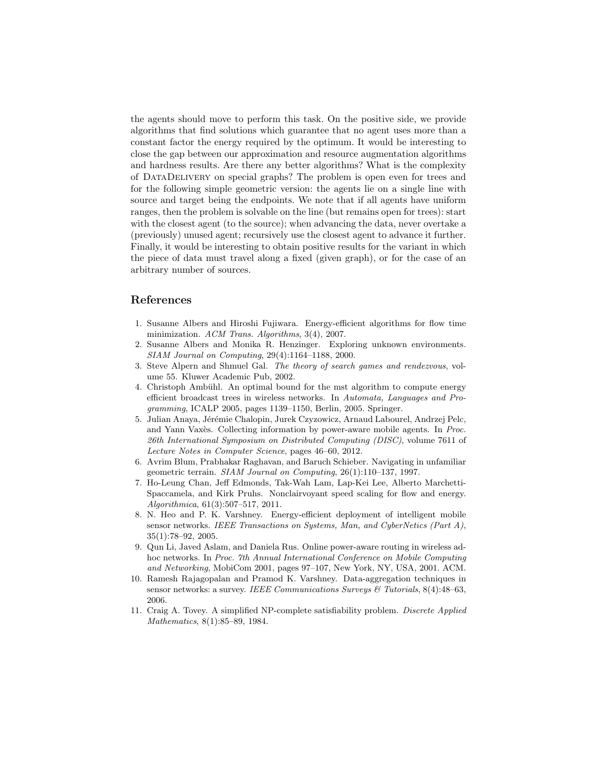the agents should move to perform this task. On the positive side, we provide algorithms that find solutions which guarantee that no agent uses more than a constant factor the energy required by the optimum. It would be interesting to close the gap between our approximation and resource augmentation algorithms and hardness results. Are there any better algorithms? What is the complexity of DataDelivery on special graphs? The problem is open even for trees and for the following simple geometric version: the agents lie on a single line with source and target being the endpoints. We note that if all agents have uniform ranges, then the problem is solvable on the line (but remains open for trees): start with the closest agent (to the source); when advancing the data, never overtake a (previously) unused agent; recursively use the closest agent to advance it further. Finally, it would be interesting to obtain positive results for the variant in which the piece of data must travel along a fixed (given graph), or for the case of an arbitrary number of sources.

## References

1. Susanne Albers and Hiroshi Fujiwara. Energy-efficient algorithms for flow time minimization. *ACM Trans. Algorithms*, 3(4), 2007.
2. Susanne Albers and Monika R. Henzinger. Exploring unknown environments. *SIAM Journal on Computing*, 29(4):1164–1188, 2000.
3. Steve Alpern and Shmuel Gal. *The theory of search games and rendezvous*, volume 55. Kluwer Academic Pub, 2002.
4. Christoph Ambühl. An optimal bound for the mst algorithm to compute energy efficient broadcast trees in wireless networks. In *Automata, Languages and Programming*, ICALP 2005, pages 1139–1150, Berlin, 2005. Springer.
5. Julian Anaya, Jérémie Chalopin, Jurek Czyzowicz, Arnaud Labourel, Andrzej Pelc, and Yann Vaxès. Collecting information by power-aware mobile agents. In *Proc. 26th International Symposium on Distributed Computing (DISC)*, volume 7611 of *Lecture Notes in Computer Science*, pages 46–60, 2012.
6. Avrim Blum, Prabhakar Raghavan, and Baruch Schieber. Navigating in unfamiliar geometric terrain. *SIAM Journal on Computing*, 26(1):110–137, 1997.
7. Ho-Leung Chan, Jeff Edmonds, Tak-Wah Lam, Lap-Kei Lee, Alberto Marchetti-Spaccamela, and Kirk Pruhs. Nonclairvoyant speed scaling for flow and energy. *Algorithmica*, 61(3):507–517, 2011.
8. N. Heo and P. K. Varshney. Energy-efficient deployment of intelligent mobile sensor networks. *IEEE Transactions on Systems, Man, and CyberNetics (Part A)*, 35(1):78–92, 2005.
9. Qun Li, Javed Aslam, and Daniela Rus. Online power-aware routing in wireless ad-hoc networks. In *Proc. 7th Annual International Conference on Mobile Computing and Networking*, MobiCom 2001, pages 97–107, New York, NY, USA, 2001. ACM.
10. Ramesh Rajagopalan and Pramod K. Varshney. Data-aggregation techniques in sensor networks: a survey. *IEEE Communications Surveys & Tutorials*, 8(4):48–63, 2006.
11. Craig A. Tovey. A simplified NP-complete satisfiability problem. *Discrete Applied Mathematics*, 8(1):85–89, 1984.